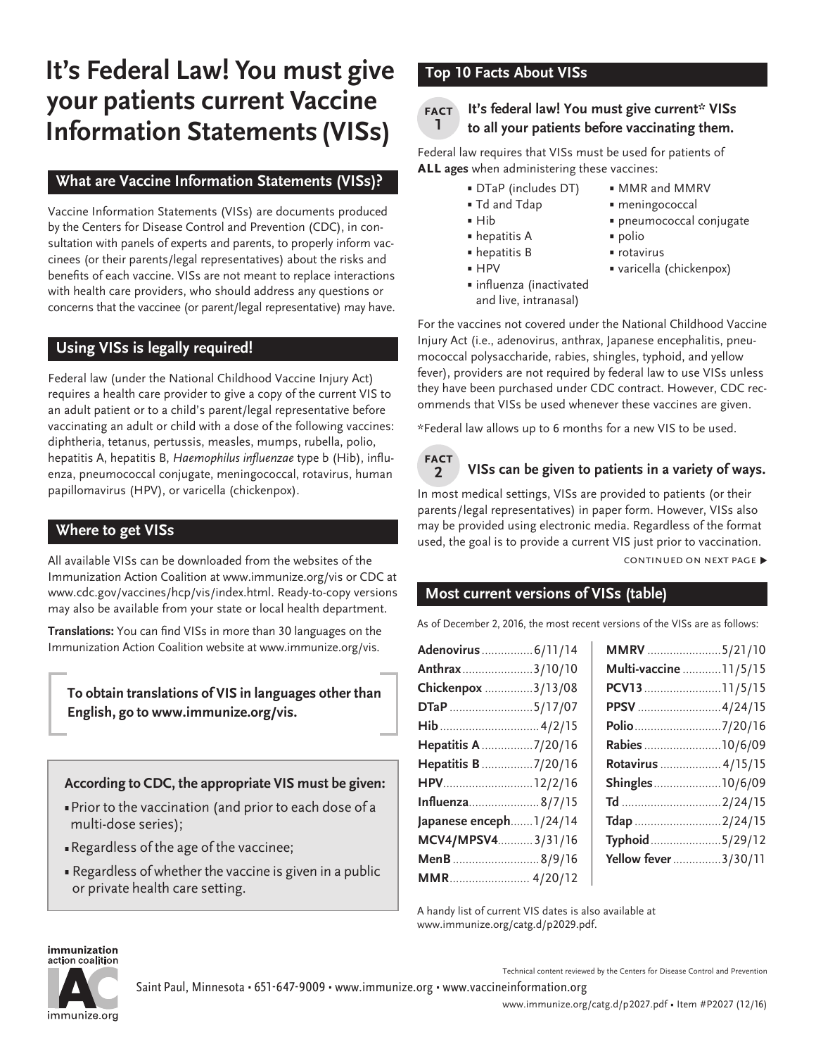# It's Federal Law! You must give your patients current Vaccine Information Statements (VISs)

## What are Vaccine Information Statements (VISs)?

Vaccine Information Statements (VISs) are documents produced by the Centers for Disease Control and Prevention (CDC), in consultation with panels of experts and parents, to properly inform vaccinees (or their parents/legal representatives) about the risks and benefits of each vaccine. VISs are not meant to replace interactions with health care providers, who should address any questions or concerns that the vaccinee (or parent/legal representative) may have.

## Using VISs is legally required!

Federal law (under the National Childhood Vaccine Injury Act) requires a health care provider to give a copy of the current VIS to an adult patient or to a child's parent/legal representative before vaccinating an adult or child with a dose of the following vaccines: diphtheria, tetanus, pertussis, measles, mumps, rubella, polio, hepatitis A, hepatitis B, *Haemophilus influenzae* type b (Hib), influenza, pneumococcal conjugate, meningococcal, rotavirus, human papillomavirus (HPV), or varicella (chickenpox).

## Where to get VISs

All available VISs can be downloaded from the websites of the Immunization Action Coalition at www.immunize.org/vis or CDC at www.cdc.gov/vaccines/hcp/vis/index.html. Ready-to-copy versions may also be available from your state or local health department.

**Translations:** You can find VISs in more than 30 languages on the Immunization Action Coalition website at www.immunize.org/vis.

**To obtain translations of VIS in languages other than English, go to www.immunize.org/vis.**

**According to CDC, the appropriate VIS must be given:**

- Prior to the vaccination (and prior to each dose of a multi-dose series);
- Regardless of the age of the vaccinee;
- Regardless of whether the vaccine is given in a public or private health care setting.

## Top 10 Facts About VISs

### FACT 1 It's federal law! You must give current* VISs to all your patients before vaccinating them.

Federal law requires that VISs must be used for patients of **ALL ages** when administering these vaccines:

- DTaP (includes DT)
- Td and Tdap
- Hib
- hepatitis A
- hepatitis B
- HPV
- influenza (inactivated and live, intranasal)
- MMR and MMRV
- meningococcal
- pneumococcal conjugate
- polio
- rotavirus
- varicella (chickenpox)

For the vaccines not covered under the National Childhood Vaccine Injury Act (i.e., adenovirus, anthrax, Japanese encephalitis, pneumococcal polysaccharide, rabies, shingles, typhoid, and yellow fever), providers are not required by federal law to use VISs unless they have been purchased under CDC contract. However, CDC recommends that VISs be used whenever these vaccines are given.

*Federal law allows up to 6 months for a new VIS to be used.

### FACT 2 VISs can be given to patients in a variety of ways.

In most medical settings, VISs are provided to patients (or their parents/legal representatives) in paper form. However, VISs also may be provided using electronic media. Regardless of the format used, the goal is to provide a current VIS just prior to vaccination.

CONTINUED ON NEXT PAGE ▶

## Most current versions of VISs (table)

As of December 2, 2016, the most recent versions of the VISs are as follows:

| VIS | Date | VIS | Date |
|---|---|---|---|
| **Adenovirus** | 6/11/14 | **MMRV** | 5/21/10 |
| **Anthrax** | 3/10/10 | **Multi-vaccine** | 11/5/15 |
| **Chickenpox** | 3/13/08 | **PCV13** | 11/5/15 |
| **DTaP** | 5/17/07 | **PPSV** | 4/24/15 |
| **Hib** | 4/2/15 | **Polio** | 7/20/16 |
| **Hepatitis A** | 7/20/16 | **Rabies** | 10/6/09 |
| **Hepatitis B** | 7/20/16 | **Rotavirus** | 4/15/15 |
| **HPV** | 12/2/16 | **Shingles** | 10/6/09 |
| **Influenza** | 8/7/15 | **Td** | 2/24/15 |
| **Japanese enceph** | 1/24/14 | **Tdap** | 2/24/15 |
| **MCV4/MPSV4** | 3/31/16 | **Typhoid** | 5/29/12 |
| **MenB** | 8/9/16 | **Yellow fever** | 3/30/11 |
| **MMR** | 4/20/12 | | |

A handy list of current VIS dates is also available at www.immunize.org/catg.d/p2029.pdf.

Technical content reviewed by the Centers for Disease Control and Prevention

Saint Paul, Minnesota • 651-647-9009 • www.immunize.org • www.vaccineinformation.org

www.immunize.org/catg.d/p2027.pdf • Item #P2027 (12/16)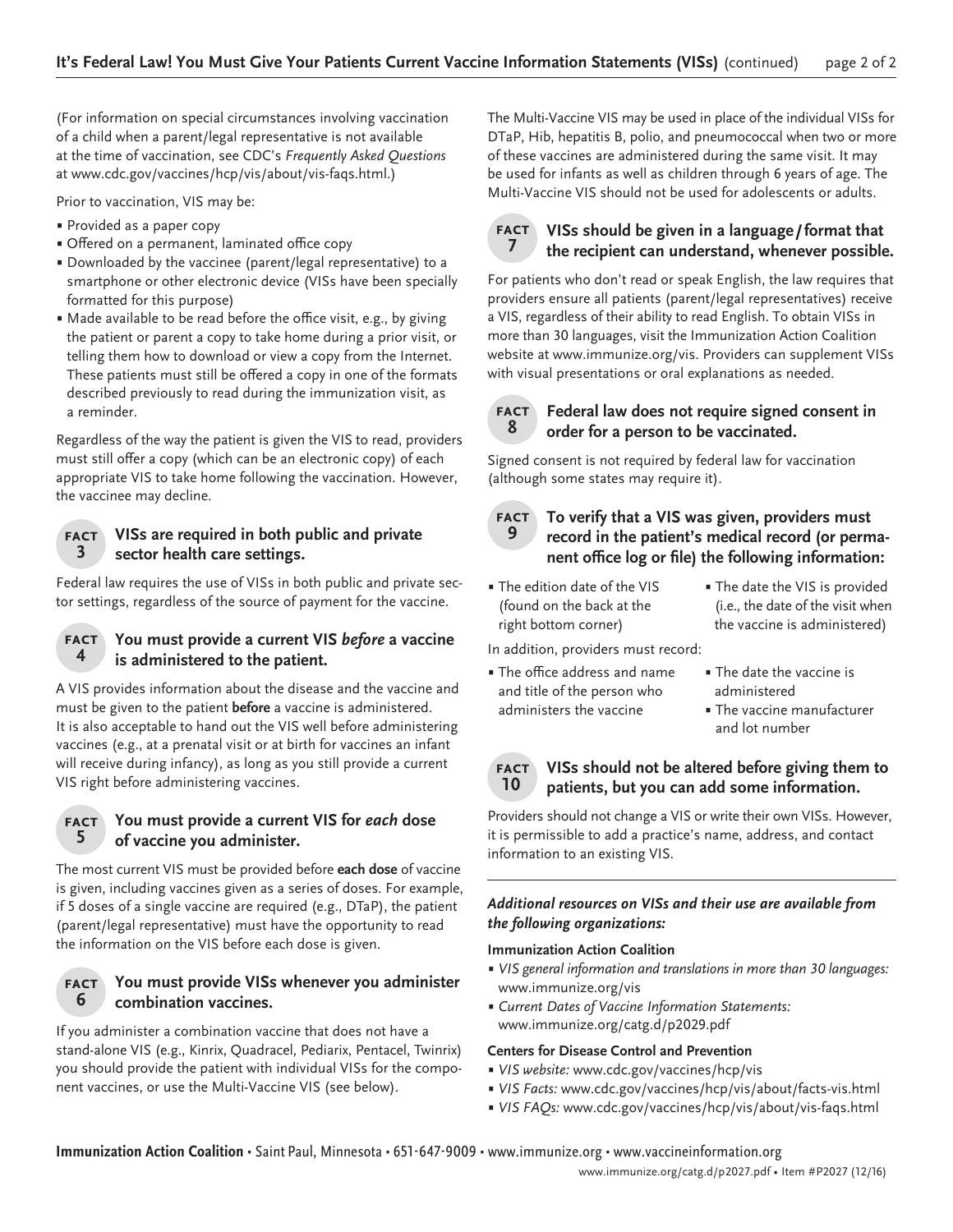(For information on special circumstances involving vaccination of a child when a parent/legal representative is not available at the time of vaccination, see CDC's *Frequently Asked Questions* at www.cdc.gov/vaccines/hcp/vis/about/vis-faqs.html.)

Prior to vaccination, VIS may be:

- Provided as a paper copy
- Offered on a permanent, laminated office copy
- Downloaded by the vaccinee (parent/legal representative) to a smartphone or other electronic device (VISs have been specially formatted for this purpose)
- Made available to be read before the office visit, e.g., by giving the patient or parent a copy to take home during a prior visit, or telling them how to download or view a copy from the Internet. These patients must still be offered a copy in one of the formats described previously to read during the immunization visit, as a reminder.

Regardless of the way the patient is given the VIS to read, providers must still offer a copy (which can be an electronic copy) of each appropriate VIS to take home following the vaccination. However, the vaccinee may decline.

## FACT 3 VISs are required in both public and private sector health care settings.

Federal law requires the use of VISs in both public and private sector settings, regardless of the source of payment for the vaccine.

## FACT 4 You must provide a current VIS *before* a vaccine is administered to the patient.

A VIS provides information about the disease and the vaccine and must be given to the patient **before** a vaccine is administered. It is also acceptable to hand out the VIS well before administering vaccines (e.g., at a prenatal visit or at birth for vaccines an infant will receive during infancy), as long as you still provide a current VIS right before administering vaccines.

## FACT 5 You must provide a current VIS for *each* dose of vaccine you administer.

The most current VIS must be provided before **each dose** of vaccine is given, including vaccines given as a series of doses. For example, if 5 doses of a single vaccine are required (e.g., DTaP), the patient (parent/legal representative) must have the opportunity to read the information on the VIS before each dose is given.

## FACT 6 You must provide VISs whenever you administer combination vaccines.

If you administer a combination vaccine that does not have a stand-alone VIS (e.g., Kinrix, Quadracel, Pediarix, Pentacel, Twinrix) you should provide the patient with individual VISs for the component vaccines, or use the Multi-Vaccine VIS (see below).

The Multi-Vaccine VIS may be used in place of the individual VISs for DTaP, Hib, hepatitis B, polio, and pneumococcal when two or more of these vaccines are administered during the same visit. It may be used for infants as well as children through 6 years of age. The Multi-Vaccine VIS should not be used for adolescents or adults.

## FACT 7 VISs should be given in a language/format that the recipient can understand, whenever possible.

For patients who don't read or speak English, the law requires that providers ensure all patients (parent/legal representatives) receive a VIS, regardless of their ability to read English. To obtain VISs in more than 30 languages, visit the Immunization Action Coalition website at www.immunize.org/vis. Providers can supplement VISs with visual presentations or oral explanations as needed.

## FACT 8 Federal law does not require signed consent in order for a person to be vaccinated.

Signed consent is not required by federal law for vaccination (although some states may require it).

## FACT 9 To verify that a VIS was given, providers must record in the patient's medical record (or permanent office log or file) the following information:

- The edition date of the VIS (found on the back at the right bottom corner)
- The date the VIS is provided (i.e., the date of the visit when the vaccine is administered)

In addition, providers must record:

- The office address and name and title of the person who administers the vaccine
- The date the vaccine is administered
- The vaccine manufacturer and lot number

## FACT 10 VISs should not be altered before giving them to patients, but you can add some information.

Providers should not change a VIS or write their own VISs. However, it is permissible to add a practice's name, address, and contact information to an existing VIS.

---

***Additional resources on VISs and their use are available from the following organizations:***

**Immunization Action Coalition**

- *VIS general information and translations in more than 30 languages:* www.immunize.org/vis
- *Current Dates of Vaccine Information Statements:* www.immunize.org/catg.d/p2029.pdf

**Centers for Disease Control and Prevention**

- *VIS website:* www.cdc.gov/vaccines/hcp/vis
- *VIS Facts:* www.cdc.gov/vaccines/hcp/vis/about/facts-vis.html
- *VIS FAQs:* www.cdc.gov/vaccines/hcp/vis/about/vis-faqs.html

**Immunization Action Coalition** • Saint Paul, Minnesota • 651-647-9009 • www.immunize.org • www.vaccineinformation.org

www.immunize.org/catg.d/p2027.pdf • Item #P2027 (12/16)